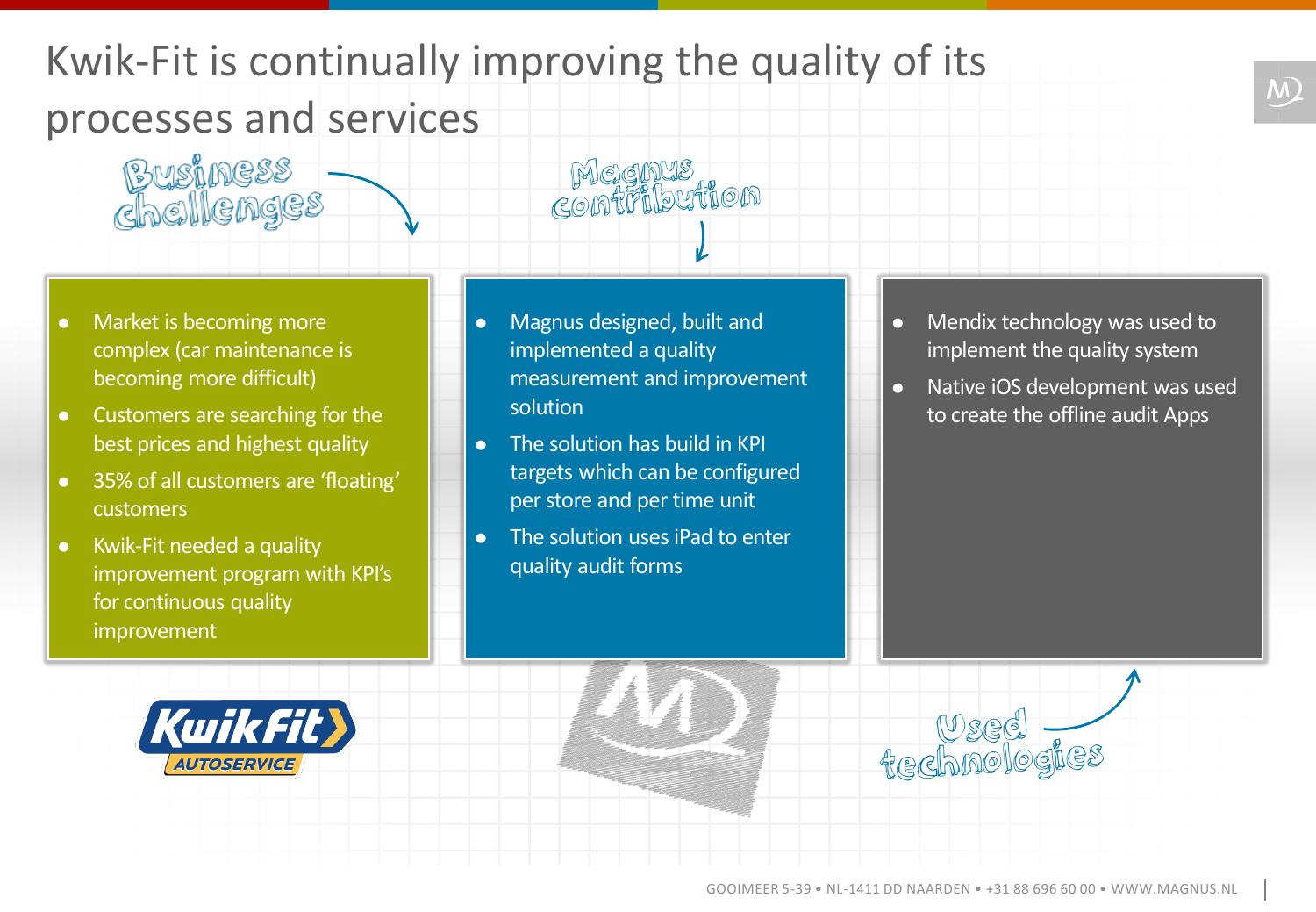# Kwik-Fit is continually improving the quality of its processes and services

## Business challenges

- Market is becoming more complex (car maintenance is becoming more difficult)
- Customers are searching for the best prices and highest quality
- 35% of all customers are ‘floating’ customers
- Kwik-Fit needed a quality improvement program with KPI’s for continuous quality improvement

## Magnus contribution

- Magnus designed, built and implemented a quality measurement and improvement solution
- The solution has build in KPI targets which can be configured per store and per time unit
- The solution uses iPad to enter quality audit forms

## Used technologies

- Mendix technology was used to implement the quality system
- Native iOS development was used to create the offline audit Apps

GOOIMEER 5-39 • NL-1411 DD NAARDEN • +31 88 696 60 00 • WWW.MAGNUS.NL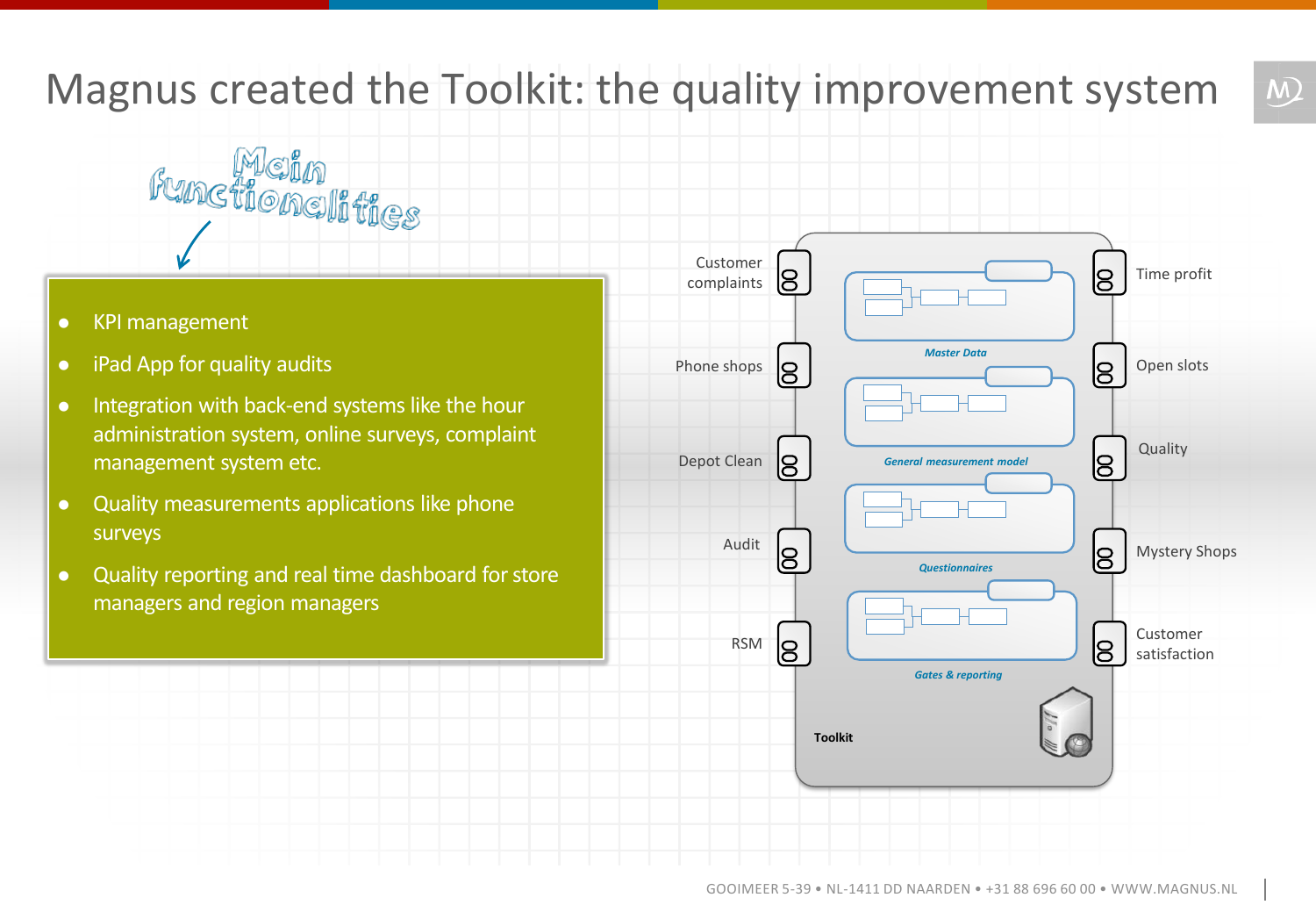# Magnus created the Toolkit: the quality improvement system

Main functionalities

- KPI management
- iPad App for quality audits
- Integration with back-end systems like the hour administration system, online surveys, complaint management system etc.
- Quality measurements applications like phone surveys
- Quality reporting and real time dashboard for store managers and region managers

Customer complaints

Phone shops

Depot Clean

Audit

RSM

Master Data

General measurement model

Questionnaires

Gates & reporting

Toolkit

Time profit

Open slots

Quality

Mystery Shops

Customer satisfaction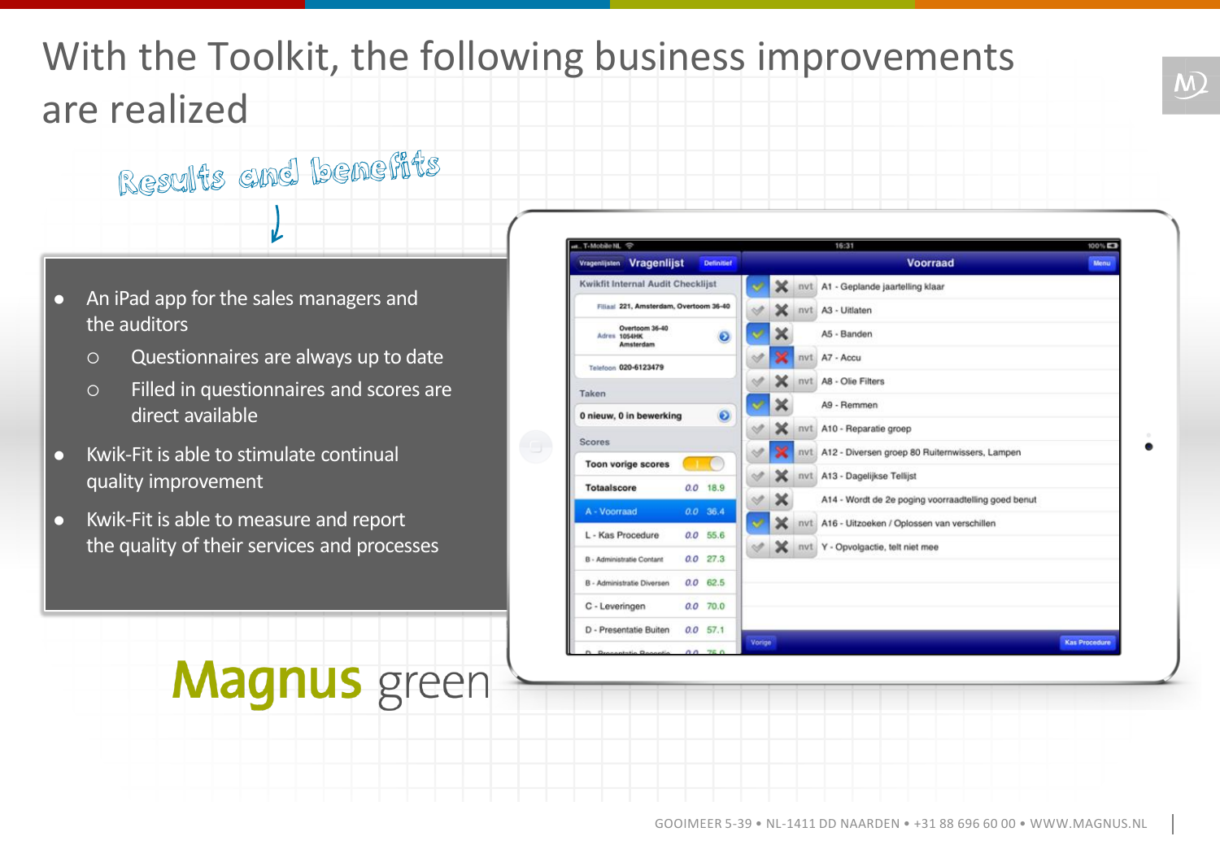# With the Toolkit, the following business improvements are realized

Results and benefits

- An iPad app for the sales managers and the auditors
  - Questionnaires are always up to date
  - Filled in questionnaires and scores are direct available
- Kwik-Fit is able to stimulate continual quality improvement
- Kwik-Fit is able to measure and report the quality of their services and processes

Magnus green

GOOIMEER 5-39 • NL-1411 DD NAARDEN • +31 88 696 60 00 • WWW.MAGNUS.NL